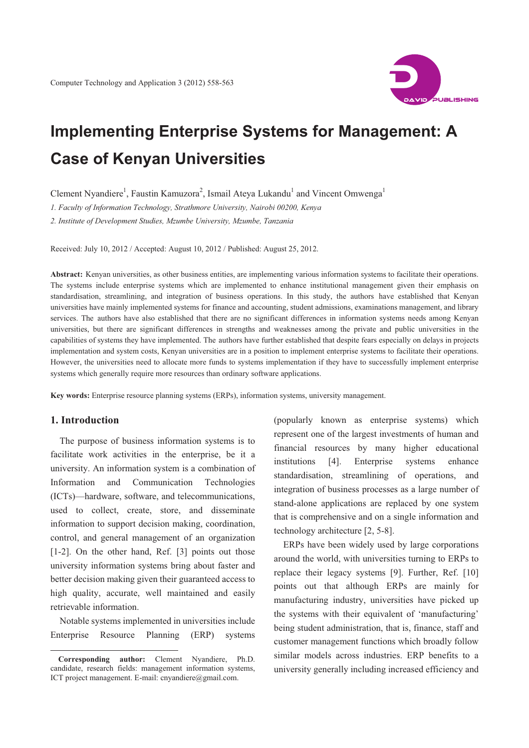# Implementing Enterprise Systems for Management: A Case of Kenyan Universities

Clement Nyandiere[1], Faustin Kamuzora[2], Ismail Ateya Lukandu[1] and Vincent Omwenga[1]

*1. Faculty of Information Technology, Strathmore University, Nairobi 00200, Kenya*

*2. Institute of Development Studies, Mzumbe University, Mzumbe, Tanzania*

Received: July 10, 2012 / Accepted: August 10, 2012 / Published: August 25, 2012.

**Abstract:** Kenyan universities, as other business entities, are implementing various information systems to facilitate their operations. The systems include enterprise systems which are implemented to enhance institutional management given their emphasis on standardisation, streamlining, and integration of business operations. In this study, the authors have established that Kenyan universities have mainly implemented systems for finance and accounting, student admissions, examinations management, and library services. The authors have also established that there are no significant differences in information systems needs among Kenyan universities, but there are significant differences in strengths and weaknesses among the private and public universities in the capabilities of systems they have implemented. The authors have further established that despite fears especially on delays in projects implementation and system costs, Kenyan universities are in a position to implement enterprise systems to facilitate their operations. However, the universities need to allocate more funds to systems implementation if they have to successfully implement enterprise systems which generally require more resources than ordinary software applications.

**Key words:** Enterprise resource planning systems (ERPs), information systems, university management.

## 1. Introduction

The purpose of business information systems is to facilitate work activities in the enterprise, be it a university. An information system is a combination of Information and Communication Technologies (ICTs)—hardware, software, and telecommunications, used to collect, create, store, and disseminate information to support decision making, coordination, control, and general management of an organization [1-2]. On the other hand, Ref. [3] points out those university information systems bring about faster and better decision making given their guaranteed access to high quality, accurate, well maintained and easily retrievable information.

Notable systems implemented in universities include Enterprise Resource Planning (ERP) systems (popularly known as enterprise systems) which represent one of the largest investments of human and financial resources by many higher educational institutions [4]. Enterprise systems enhance standardisation, streamlining of operations, and integration of business processes as a large number of stand-alone applications are replaced by one system that is comprehensive and on a single information and technology architecture [2, 5-8].

ERPs have been widely used by large corporations around the world, with universities turning to ERPs to replace their legacy systems [9]. Further, Ref. [10] points out that although ERPs are mainly for manufacturing industry, universities have picked up the systems with their equivalent of 'manufacturing' being student administration, that is, finance, staff and customer management functions which broadly follow similar models across industries. ERP benefits to a university generally including increased efficiency and

**Corresponding author:** Clement Nyandiere, Ph.D. candidate, research fields: management information systems, ICT project management. E-mail: cnyandiere@gmail.com.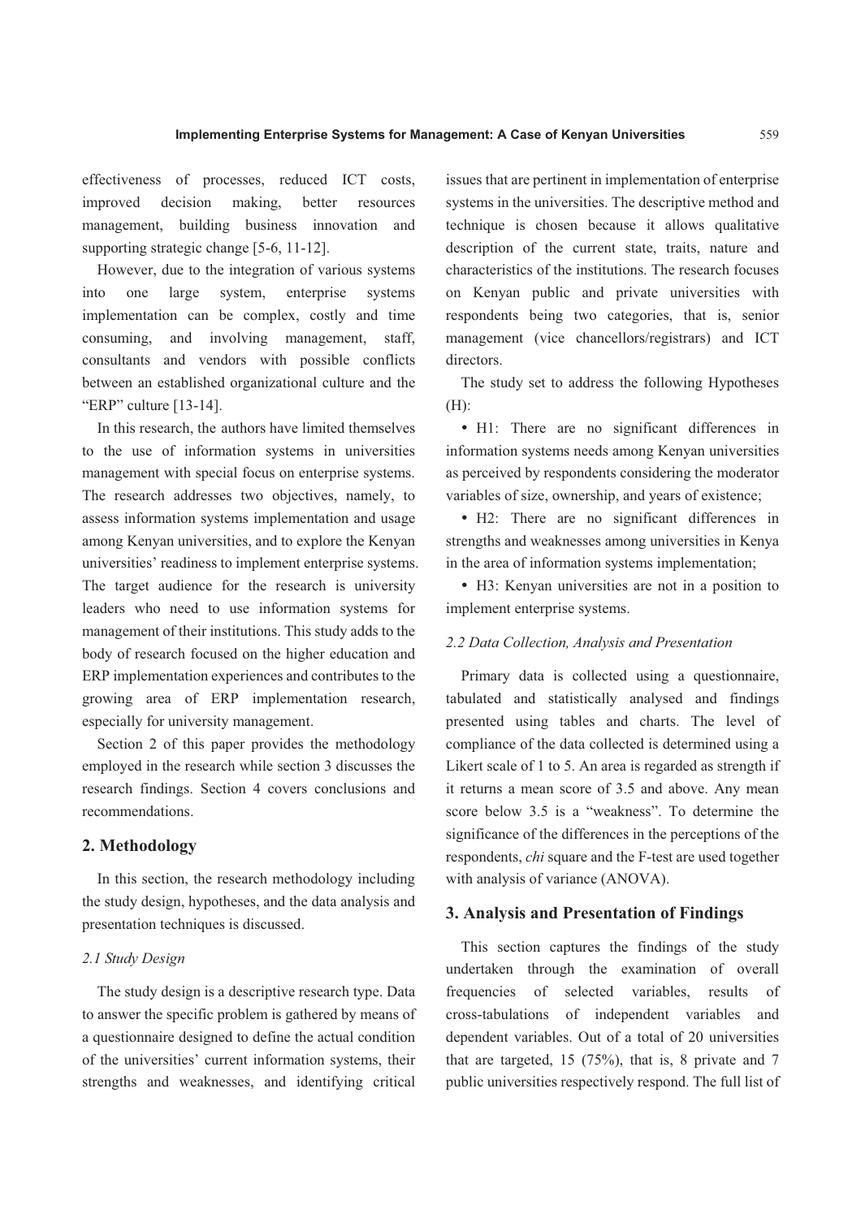effectiveness of processes, reduced ICT costs, improved decision making, better resources management, building business innovation and supporting strategic change [5-6, 11-12].

However, due to the integration of various systems into one large system, enterprise systems implementation can be complex, costly and time consuming, and involving management, staff, consultants and vendors with possible conflicts between an established organizational culture and the "ERP" culture [13-14].

In this research, the authors have limited themselves to the use of information systems in universities management with special focus on enterprise systems. The research addresses two objectives, namely, to assess information systems implementation and usage among Kenyan universities, and to explore the Kenyan universities' readiness to implement enterprise systems. The target audience for the research is university leaders who need to use information systems for management of their institutions. This study adds to the body of research focused on the higher education and ERP implementation experiences and contributes to the growing area of ERP implementation research, especially for university management.

Section 2 of this paper provides the methodology employed in the research while section 3 discusses the research findings. Section 4 covers conclusions and recommendations.

## 2. Methodology

In this section, the research methodology including the study design, hypotheses, and the data analysis and presentation techniques is discussed.

### *2.1 Study Design*

The study design is a descriptive research type. Data to answer the specific problem is gathered by means of a questionnaire designed to define the actual condition of the universities' current information systems, their strengths and weaknesses, and identifying critical issues that are pertinent in implementation of enterprise systems in the universities. The descriptive method and technique is chosen because it allows qualitative description of the current state, traits, nature and characteristics of the institutions. The research focuses on Kenyan public and private universities with respondents being two categories, that is, senior management (vice chancellors/registrars) and ICT directors.

The study set to address the following Hypotheses (H):

- H1: There are no significant differences in information systems needs among Kenyan universities as perceived by respondents considering the moderator variables of size, ownership, and years of existence;
- H2: There are no significant differences in strengths and weaknesses among universities in Kenya in the area of information systems implementation;
- H3: Kenyan universities are not in a position to implement enterprise systems.

### *2.2 Data Collection, Analysis and Presentation*

Primary data is collected using a questionnaire, tabulated and statistically analysed and findings presented using tables and charts. The level of compliance of the data collected is determined using a Likert scale of 1 to 5. An area is regarded as strength if it returns a mean score of 3.5 and above. Any mean score below 3.5 is a "weakness". To determine the significance of the differences in the perceptions of the respondents, *chi* square and the F-test are used together with analysis of variance (ANOVA).

## 3. Analysis and Presentation of Findings

This section captures the findings of the study undertaken through the examination of overall frequencies of selected variables, results of cross-tabulations of independent variables and dependent variables. Out of a total of 20 universities that are targeted, 15 (75%), that is, 8 private and 7 public universities respectively respond. The full list of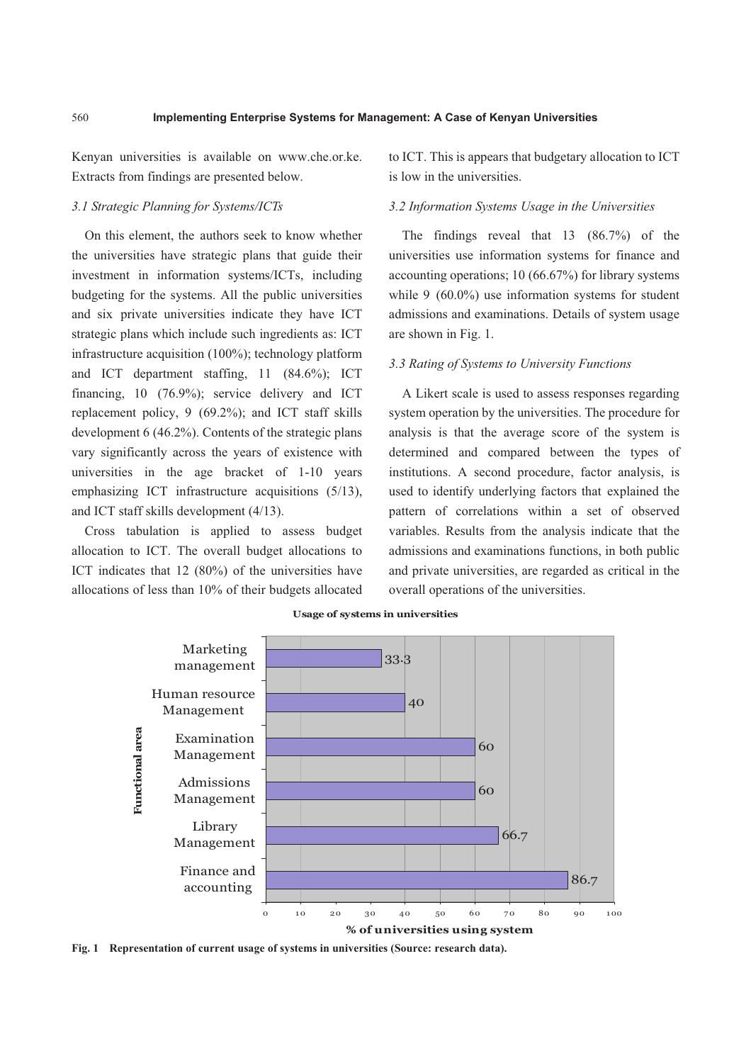Kenyan universities is available on www.che.or.ke. Extracts from findings are presented below.

### 3.1 Strategic Planning for Systems/ICTs

On this element, the authors seek to know whether the universities have strategic plans that guide their investment in information systems/ICTs, including budgeting for the systems. All the public universities and six private universities indicate they have ICT strategic plans which include such ingredients as: ICT infrastructure acquisition (100%); technology platform and ICT department staffing, 11 (84.6%); ICT financing, 10 (76.9%); service delivery and ICT replacement policy, 9 (69.2%); and ICT staff skills development 6 (46.2%). Contents of the strategic plans vary significantly across the years of existence with universities in the age bracket of 1-10 years emphasizing ICT infrastructure acquisitions (5/13), and ICT staff skills development (4/13).

Cross tabulation is applied to assess budget allocation to ICT. The overall budget allocations to ICT indicates that 12 (80%) of the universities have allocations of less than 10% of their budgets allocated to ICT. This is appears that budgetary allocation to ICT is low in the universities.

### 3.2 Information Systems Usage in the Universities

The findings reveal that 13 (86.7%) of the universities use information systems for finance and accounting operations; 10 (66.67%) for library systems while 9 (60.0%) use information systems for student admissions and examinations. Details of system usage are shown in Fig. 1.

### 3.3 Rating of Systems to University Functions

A Likert scale is used to assess responses regarding system operation by the universities. The procedure for analysis is that the average score of the system is determined and compared between the types of institutions. A second procedure, factor analysis, is used to identify underlying factors that explained the pattern of correlations within a set of observed variables. Results from the analysis indicate that the admissions and examinations functions, in both public and private universities, are regarded as critical in the overall operations of the universities.

**Usage of systems in universities**

| Functional area | % of universities using system |
|---|---|
| Marketing management | 33.3 |
| Human resource Management | 40 |
| Examination Management | 60 |
| Admissions Management | 60 |
| Library Management | 66.7 |
| Finance and accounting | 86.7 |

**Fig. 1 Representation of current usage of systems in universities (Source: research data).**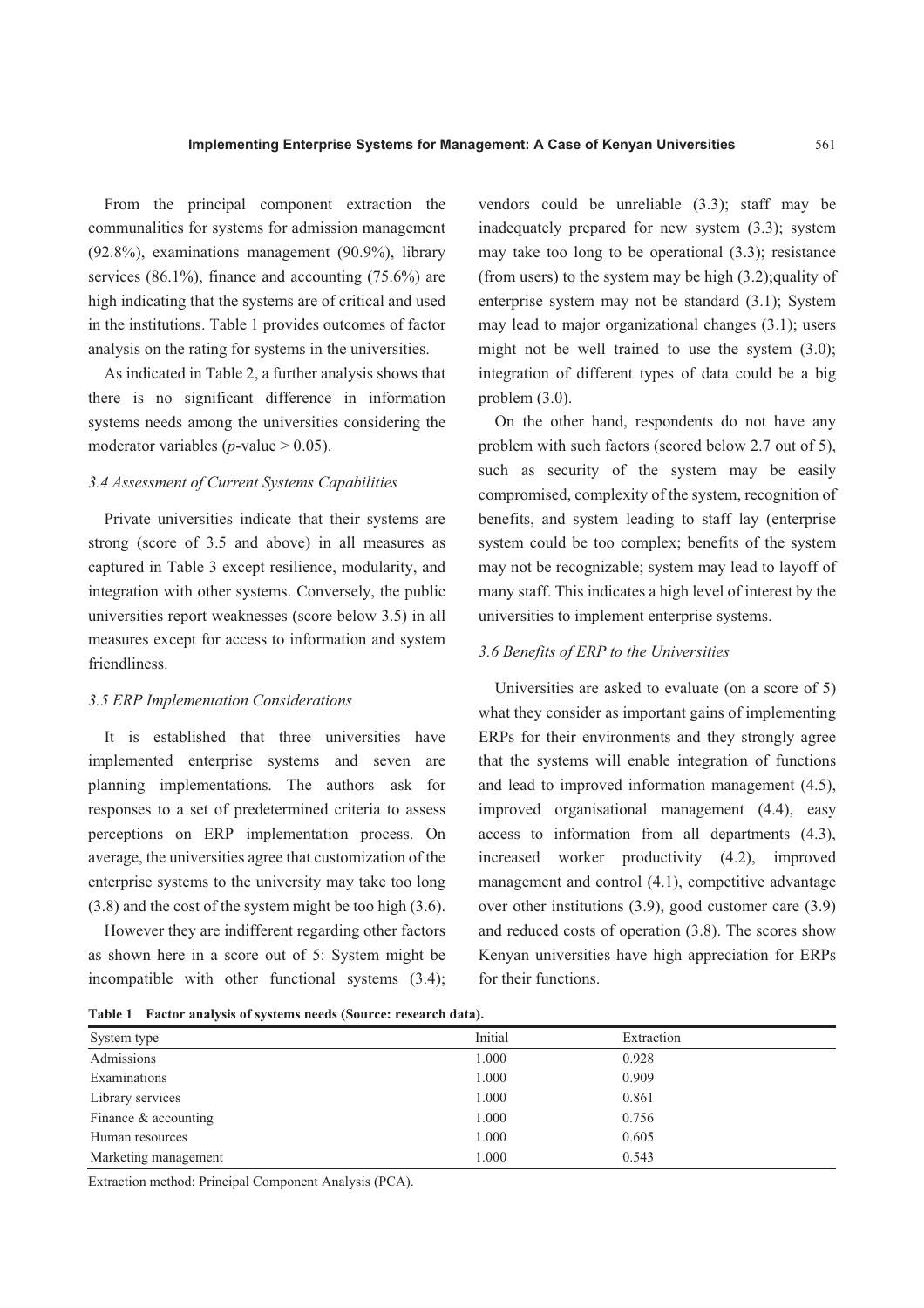From the principal component extraction the communalities for systems for admission management (92.8%), examinations management (90.9%), library services (86.1%), finance and accounting (75.6%) are high indicating that the systems are of critical and used in the institutions. Table 1 provides outcomes of factor analysis on the rating for systems in the universities.

As indicated in Table 2, a further analysis shows that there is no significant difference in information systems needs among the universities considering the moderator variables (*p*-value > 0.05).

### *3.4 Assessment of Current Systems Capabilities*

Private universities indicate that their systems are strong (score of 3.5 and above) in all measures as captured in Table 3 except resilience, modularity, and integration with other systems. Conversely, the public universities report weaknesses (score below 3.5) in all measures except for access to information and system friendliness.

### *3.5 ERP Implementation Considerations*

It is established that three universities have implemented enterprise systems and seven are planning implementations. The authors ask for responses to a set of predetermined criteria to assess perceptions on ERP implementation process. On average, the universities agree that customization of the enterprise systems to the university may take too long (3.8) and the cost of the system might be too high (3.6).

However they are indifferent regarding other factors as shown here in a score out of 5: System might be incompatible with other functional systems (3.4); vendors could be unreliable (3.3); staff may be inadequately prepared for new system (3.3); system may take too long to be operational (3.3); resistance (from users) to the system may be high (3.2);quality of enterprise system may not be standard (3.1); System may lead to major organizational changes (3.1); users might not be well trained to use the system (3.0); integration of different types of data could be a big problem (3.0).

On the other hand, respondents do not have any problem with such factors (scored below 2.7 out of 5), such as security of the system may be easily compromised, complexity of the system, recognition of benefits, and system leading to staff lay (enterprise system could be too complex; benefits of the system may not be recognizable; system may lead to layoff of many staff. This indicates a high level of interest by the universities to implement enterprise systems.

### *3.6 Benefits of ERP to the Universities*

Universities are asked to evaluate (on a score of 5) what they consider as important gains of implementing ERPs for their environments and they strongly agree that the systems will enable integration of functions and lead to improved information management (4.5), improved organisational management (4.4), easy access to information from all departments (4.3), increased worker productivity (4.2), improved management and control (4.1), competitive advantage over other institutions (3.9), good customer care (3.9) and reduced costs of operation (3.8). The scores show Kenyan universities have high appreciation for ERPs for their functions.

**Table 1 Factor analysis of systems needs (Source: research data).**

| System type | Initial | Extraction |
|---|---|---|
| Admissions | 1.000 | 0.928 |
| Examinations | 1.000 | 0.909 |
| Library services | 1.000 | 0.861 |
| Finance & accounting | 1.000 | 0.756 |
| Human resources | 1.000 | 0.605 |
| Marketing management | 1.000 | 0.543 |

Extraction method: Principal Component Analysis (PCA).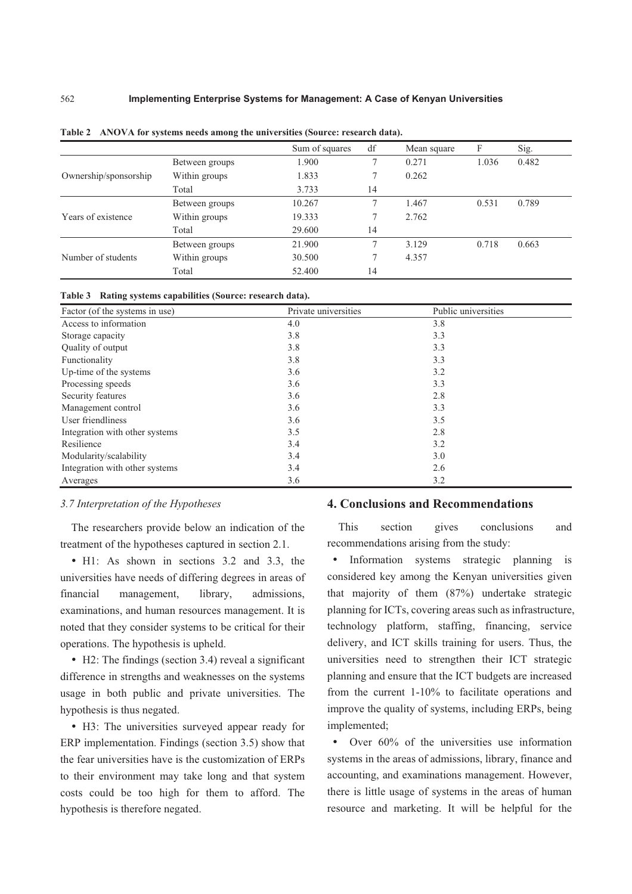**Table 2 ANOVA for systems needs among the universities (Source: research data).**

| | | Sum of squares | df | Mean square | F | Sig. |
|---|---|---|---|---|---|---|
| Ownership/sponsorship | Between groups | 1.900 | 7 | 0.271 | 1.036 | 0.482 |
| | Within groups | 1.833 | 7 | 0.262 | | |
| | Total | 3.733 | 14 | | | |
| Years of existence | Between groups | 10.267 | 7 | 1.467 | 0.531 | 0.789 |
| | Within groups | 19.333 | 7 | 2.762 | | |
| | Total | 29.600 | 14 | | | |
| Number of students | Between groups | 21.900 | 7 | 3.129 | 0.718 | 0.663 |
| | Within groups | 30.500 | 7 | 4.357 | | |
| | Total | 52.400 | 14 | | | |

**Table 3 Rating systems capabilities (Source: research data).**

| Factor (of the systems in use) | Private universities | Public universities |
|---|---|---|
| Access to information | 4.0 | 3.8 |
| Storage capacity | 3.8 | 3.3 |
| Quality of output | 3.8 | 3.3 |
| Functionality | 3.8 | 3.3 |
| Up-time of the systems | 3.6 | 3.2 |
| Processing speeds | 3.6 | 3.3 |
| Security features | 3.6 | 2.8 |
| Management control | 3.6 | 3.3 |
| User friendliness | 3.6 | 3.5 |
| Integration with other systems | 3.5 | 2.8 |
| Resilience | 3.4 | 3.2 |
| Modularity/scalability | 3.4 | 3.0 |
| Integration with other systems | 3.4 | 2.6 |
| Averages | 3.6 | 3.2 |

### *3.7 Interpretation of the Hypotheses*

The researchers provide below an indication of the treatment of the hypotheses captured in section 2.1.

- H1: As shown in sections 3.2 and 3.3, the universities have needs of differing degrees in areas of financial management, library, admissions, examinations, and human resources management. It is noted that they consider systems to be critical for their operations. The hypothesis is upheld.
- H2: The findings (section 3.4) reveal a significant difference in strengths and weaknesses on the systems usage in both public and private universities. The hypothesis is thus negated.
- H3: The universities surveyed appear ready for ERP implementation. Findings (section 3.5) show that the fear universities have is the customization of ERPs to their environment may take long and that system costs could be too high for them to afford. The hypothesis is therefore negated.

## 4. Conclusions and Recommendations

This section gives conclusions and recommendations arising from the study:

- Information systems strategic planning is considered key among the Kenyan universities given that majority of them (87%) undertake strategic planning for ICTs, covering areas such as infrastructure, technology platform, staffing, financing, service delivery, and ICT skills training for users. Thus, the universities need to strengthen their ICT strategic planning and ensure that the ICT budgets are increased from the current 1-10% to facilitate operations and improve the quality of systems, including ERPs, being implemented;
- Over 60% of the universities use information systems in the areas of admissions, library, finance and accounting, and examinations management. However, there is little usage of systems in the areas of human resource and marketing. It will be helpful for the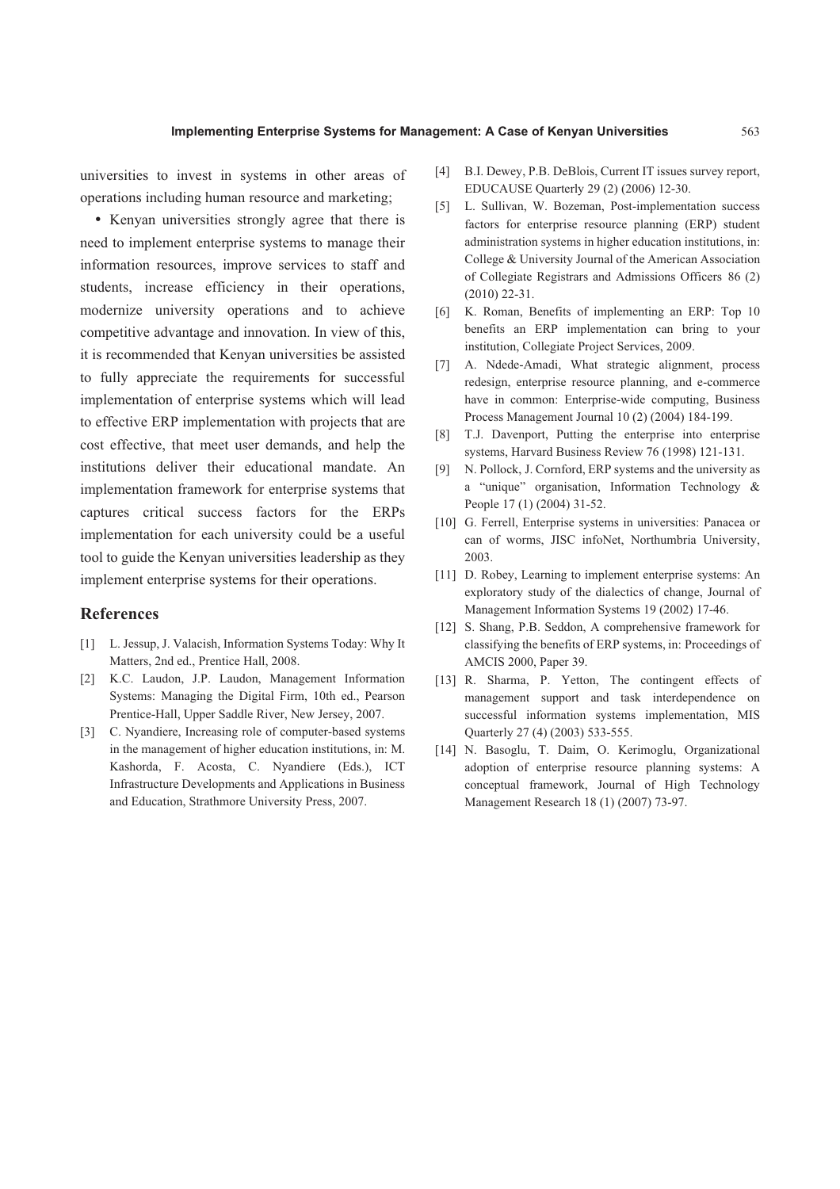universities to invest in systems in other areas of operations including human resource and marketing;

- Kenyan universities strongly agree that there is need to implement enterprise systems to manage their information resources, improve services to staff and students, increase efficiency in their operations, modernize university operations and to achieve competitive advantage and innovation. In view of this, it is recommended that Kenyan universities be assisted to fully appreciate the requirements for successful implementation of enterprise systems which will lead to effective ERP implementation with projects that are cost effective, that meet user demands, and help the institutions deliver their educational mandate. An implementation framework for enterprise systems that captures critical success factors for the ERPs implementation for each university could be a useful tool to guide the Kenyan universities leadership as they implement enterprise systems for their operations.

## References

[1] L. Jessup, J. Valacish, Information Systems Today: Why It Matters, 2nd ed., Prentice Hall, 2008.

[2] K.C. Laudon, J.P. Laudon, Management Information Systems: Managing the Digital Firm, 10th ed., Pearson Prentice-Hall, Upper Saddle River, New Jersey, 2007.

[3] C. Nyandiere, Increasing role of computer-based systems in the management of higher education institutions, in: M. Kashorda, F. Acosta, C. Nyandiere (Eds.), ICT Infrastructure Developments and Applications in Business and Education, Strathmore University Press, 2007.

[4] B.I. Dewey, P.B. DeBlois, Current IT issues survey report, EDUCAUSE Quarterly 29 (2) (2006) 12-30.

[5] L. Sullivan, W. Bozeman, Post-implementation success factors for enterprise resource planning (ERP) student administration systems in higher education institutions, in: College & University Journal of the American Association of Collegiate Registrars and Admissions Officers 86 (2) (2010) 22-31.

[6] K. Roman, Benefits of implementing an ERP: Top 10 benefits an ERP implementation can bring to your institution, Collegiate Project Services, 2009.

[7] A. Ndede-Amadi, What strategic alignment, process redesign, enterprise resource planning, and e-commerce have in common: Enterprise-wide computing, Business Process Management Journal 10 (2) (2004) 184-199.

[8] T.J. Davenport, Putting the enterprise into enterprise systems, Harvard Business Review 76 (1998) 121-131.

[9] N. Pollock, J. Cornford, ERP systems and the university as a "unique" organisation, Information Technology & People 17 (1) (2004) 31-52.

[10] G. Ferrell, Enterprise systems in universities: Panacea or can of worms, JISC infoNet, Northumbria University, 2003.

[11] D. Robey, Learning to implement enterprise systems: An exploratory study of the dialectics of change, Journal of Management Information Systems 19 (2002) 17-46.

[12] S. Shang, P.B. Seddon, A comprehensive framework for classifying the benefits of ERP systems, in: Proceedings of AMCIS 2000, Paper 39.

[13] R. Sharma, P. Yetton, The contingent effects of management support and task interdependence on successful information systems implementation, MIS Quarterly 27 (4) (2003) 533-555.

[14] N. Basoglu, T. Daim, O. Kerimoglu, Organizational adoption of enterprise resource planning systems: A conceptual framework, Journal of High Technology Management Research 18 (1) (2007) 73-97.